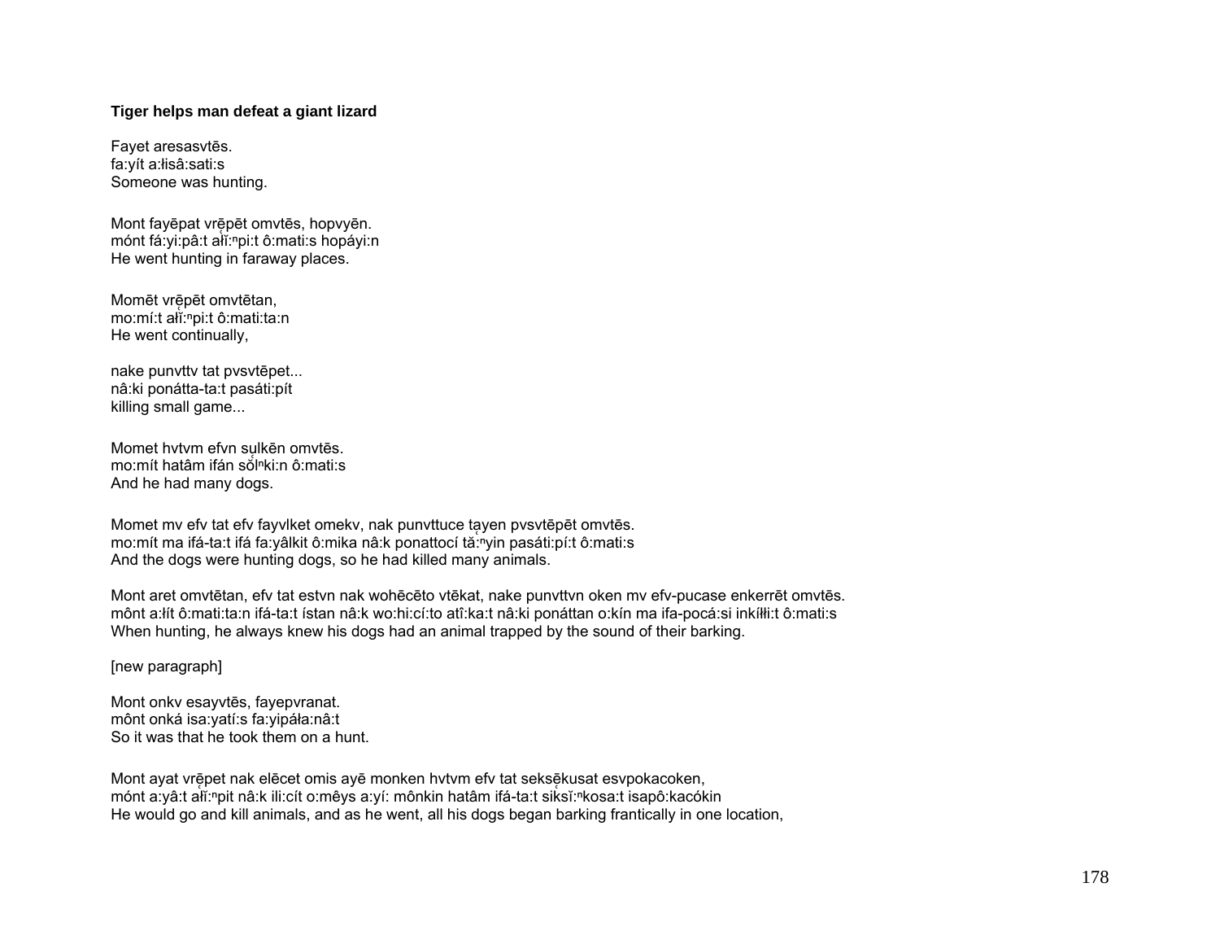**Tiger helps man defeat a giant lizard**

Fayet aresasvtēs.
fa:yít a:łisâ:sati:s
Someone was hunting.

Mont fayēpat vrḗpēt omvtēs, hopvyēn.
mónt fá:yi:pâ:t ałĭ:ⁿpi:t ô:mati:s hopáyi:n
He went hunting in faraway places.

Momēt vrḗpēt omvtētan,
mo:mí:t ałĭ:ⁿpi:t ô:mati:ta:n
He went continually,

nake punvttv tat pvsvtēpet...
nâ:ki ponátta-ta:t pasáti:pít
killing small game...

Momet hvtvm efvn sulkēn omvtēs.
mo:mít hatâm ifán sŏlⁿki:n ô:mati:s
And he had many dogs.

Momet mv efv tat efv fayvlket omekv, nak punvttuce tayen pvsvtēpēt omvtēs.
mo:mít ma ifá-ta:t ifá fa:yâlkit ô:mika nâ:k ponattocí tă:ⁿyin pasáti:pí:t ô:mati:s
And the dogs were hunting dogs, so he had killed many animals.

Mont aret omvtētan, efv tat estvn nak wohēcēto vtēkat, nake punvttvn oken mv efv-pucase enkerrēt omvtēs.
mônt a:łít ô:mati:ta:n ifá-ta:t ístan nâ:k wo:hi:cí:to atî:ka:t nâ:ki ponáttan o:kín ma ifa-pocá:si inkíłłi:t ô:mati:s
When hunting, he always knew his dogs had an animal trapped by the sound of their barking.

[new paragraph]

Mont onkv esayvtēs, fayepvranat.
mônt onká isa:yatí:s fa:yipáła:nâ:t
So it was that he took them on a hunt.

Mont ayat vrḗpet nak elēcet omis ayē monken hvtvm efv tat seksēkusat esvpokacoken,
mónt a:yâ:t ałĭ:ⁿpit nâ:k ili:cít o:mêys a:yí: mônkin hatâm ifá-ta:t siksĭ:ⁿkosa:t isapô:kacókin
He would go and kill animals, and as he went, all his dogs began barking frantically in one location,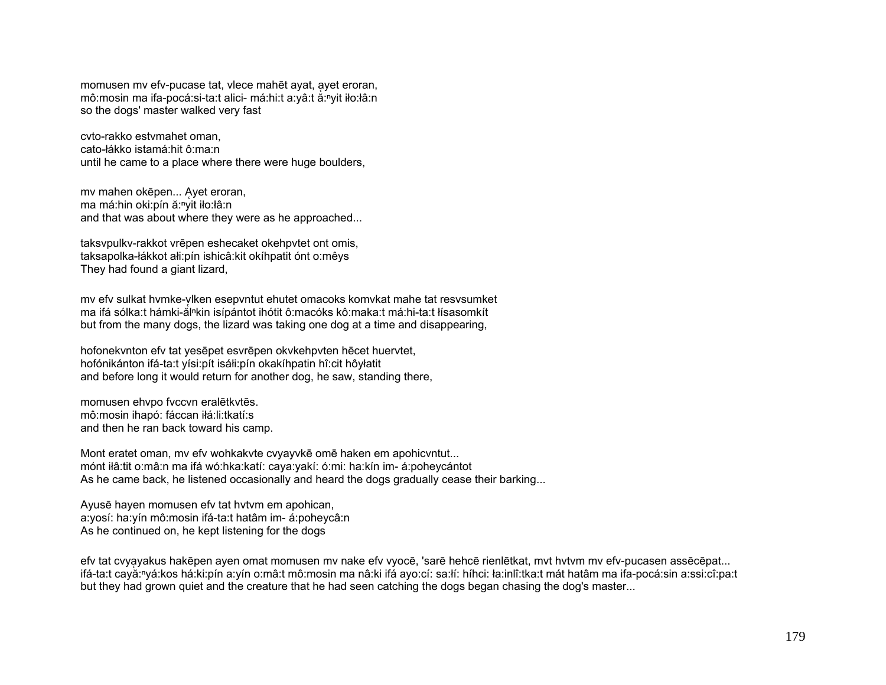momusen mv efv-pucase tat, vlece mahēt ayat, ạyet eroran,
mô:mosin ma ifa-pocá:si-ta:t alici- má:hi:t a:yâ:t ắ:ⁿyit iło:łâ:n
so the dogs' master walked very fast

cvto-rakko estvmahet oman,
cato-łákko istamá:hit ô:ma:n
until he came to a place where there were huge boulders,

mv mahen okēpen... Ạyet eroran,
ma má:hin oki:pín ắ:ⁿyit iło:łâ:n
and that was about where they were as he approached...

taksvpulkv-rakkot vrēpen eshecaket okehpvtet ont omis,
taksapolka-łákkot ałi:pín ishicâ:kit okíhpatit ónt o:mêys
They had found a giant lizard,

mv efv sulkat hvmke-ṿlken esepvntut ehutet omacoks komvkat mahe tat resvsumket
ma ifá sólka:t hámki-ắlⁿkin isípántot ihótit ô:macóks kô:maka:t má:hi-ta:t łísasomkít
but from the many dogs, the lizard was taking one dog at a time and disappearing,

hofonekvnton efv tat yesēpet esvrēpen okvkehpvten hēcet huervtet,
hofónikánton ifá-ta:t yísi:pít isáłi:pín okakíhpatin hî:cit hôyłatit
and before long it would return for another dog, he saw, standing there,

momusen ehvpo fvccvn eralētkvtēs.
mô:mosin ihapó: fáccan iłá:li:tkatí:s
and then he ran back toward his camp.

Mont eratet oman, mv efv wohkakvte cvyayvkē omē haken em apohicvntut...
mónt iłâ:tit o:mâ:n ma ifá wó:hka:katí: caya:yakí: ó:mi: ha:kín im- á:poheycántot
As he came back, he listened occasionally and heard the dogs gradually cease their barking...

Ayusē hayen momusen efv tat hvtvm em apohican,
a:yosí: ha:yín mô:mosin ifá-ta:t hatâm im- á:poheycâ:n
As he continued on, he kept listening for the dogs

efv tat cvyạyakus hakēpen ayen omat momusen mv nake efv vyocē, 'sarē hehcē rienlētkat, mvt hvtvm mv efv-pucasen assēcēpat...
ifá-ta:t cayắ:ⁿyá:kos há:ki:pín a:yín o:mâ:t mô:mosin ma nâ:ki ifá ayo:cí: sa:łí: híhci: ła:inlî:tka:t mát hatâm ma ifa-pocá:sin a:ssi:cî:pa:t
but they had grown quiet and the creature that he had seen catching the dogs began chasing the dog's master...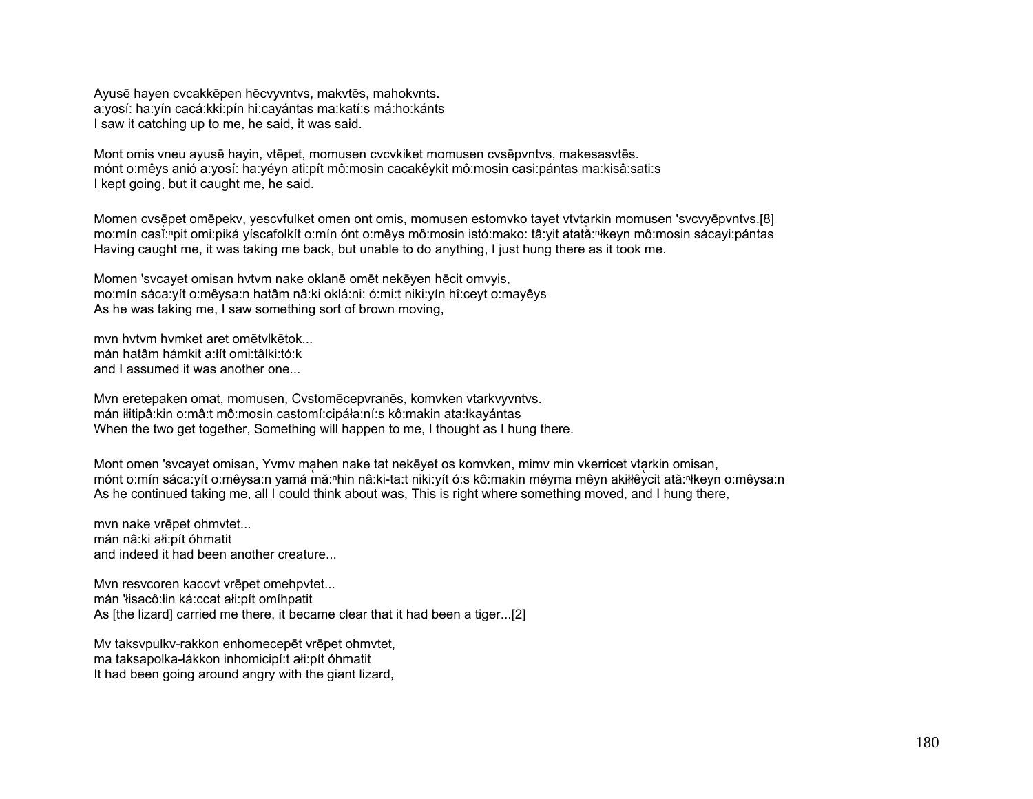Ayusē hayen cvcakkēpen hēcvyvntvs, makvtēs, mahokvnts.
a:yosí: ha:yín cacá:kki:pín hi:cayántas ma:katí:s má:ho:kánts
I saw it catching up to me, he said, it was said.

Mont omis vneu ayusē hayin, vtēpet, momusen cvcvkiket momusen cvsēpvntvs, makesasvtēs.
mónt o:mêys anió a:yosí: ha:yéyn ati:pít mô:mosin cacakêykit mô:mosin casi:pántas ma:kisâ:sati:s
I kept going, but it caught me, he said.

Momen cvsēpet omēpekv, yescvfulket omen ont omis, momusen estomvko tayet vtvtḁrkin momusen 'svcvyēpvntvs.[8]
mo:mín casĭ̮:ⁿpit omi:piká yíscafolkít o:mín ónt o:mêys mô:mosin istó:mako: tâ:yit atată̮:ⁿłkeyn mô:mosin sácayi:pántas
Having caught me, it was taking me back, but unable to do anything, I just hung there as it took me.

Momen 'svcayet omisan hvtvm nake oklanē omēt nekēyen hēcit omvyis,
mo:mín sáca:yít o:mêysa:n hatâm nâ:ki oklá:ni: ó:mi:t niki:yín hî:ceyt o:mayêys
As he was taking me, I saw something sort of brown moving,

mvn hvtvm hvmket aret omētvlkētok...
mán hatâm hámkit a:łít omi:tâlki:tó:k
and I assumed it was another one...

Mvn eretepaken omat, momusen, Cvstomēcepvranēs, komvken vtarkvyvntvs.
mán iłitipâ:kin o:mâ:t mô:mosin castomí:cipáła:ní:s kô:makin ata:łkayántas
When the two get together, Something will happen to me, I thought as I hung there.

Mont omen 'svcayet omisan, Yvmv mḁhen nake tat nekēyet os komvken, mimv min vkerricet vtḁrkin omisan,
mónt o:mín sáca:yít o:mêysa:n yamá mă̮:ⁿhin nâ:ki-ta:t niki:yít ó:s kô:makin méyma mêyn akiłłêy̯cit ată̮:ⁿłkeyn o:mêysa:n
As he continued taking me, all I could think about was, This is right where something moved, and I hung there,

mvn nake vrēpet ohmvtet...
mán nâ:ki ałi:pít óhmatit
and indeed it had been another creature...

Mvn resvcoren kaccvt vrēpet omehpvtet...
mán 'łisacô:łin ká:ccat ałi:pít omíhpatit
As [the lizard] carried me there, it became clear that it had been a tiger...[2]

Mv taksvpulkv-rakkon enhomecepēt vrēpet ohmvtet,
ma taksapolka-łákkon inhomicipí:t ałi:pít óhmatit
It had been going around angry with the giant lizard,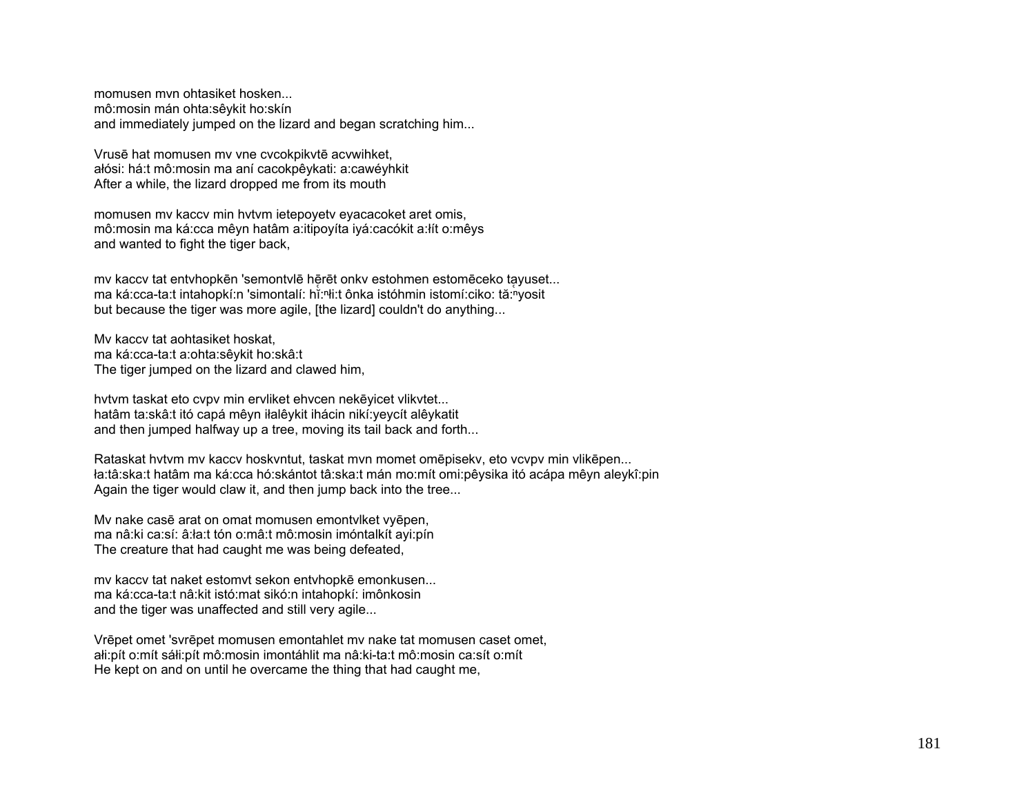momusen mvn ohtasiket hosken...
mô:mosin mán ohta:sêykit ho:skín
and immediately jumped on the lizard and began scratching him...

Vrusē hat momusen mv vne cvcokpikvtē acvwihket,
ałósi: há:t mô:mosin ma aní cacokpêykati: a:cawéyhkit
After a while, the lizard dropped me from its mouth

momusen mv kaccv min hvtvm ietepoyetv eyacacoket aret omis,
mô:mosin ma ká:cca mêyn hatâm a:itipoyíta iyá:cacókit a:łít o:mêys
and wanted to fight the tiger back,

mv kaccv tat entvhopkēn 'semontvlē hḛ̄rēt onkv estohmen estomēceko tạyuset...
ma ká:cca-ta:t intahopkí:n 'simontalí: hĭ̜:ⁿłi:t ônka istóhmin istomí:ciko: tă̜:ⁿyosit
but because the tiger was more agile, [the lizard] couldn't do anything...

Mv kaccv tat aohtasiket hoskat,
ma ká:cca-ta:t a:ohta:sêykit ho:skâ:t
The tiger jumped on the lizard and clawed him,

hvtvm taskat eto cvpv min ervliket ehvcen nekēyicet vlikvtet...
hatâm ta:skâ:t itó capá mêyn iłalêykit ihácin nikí:yeycít alêykatit
and then jumped halfway up a tree, moving its tail back and forth...

Rataskat hvtvm mv kaccv hoskvntut, taskat mvn momet omēpisekv, eto vcvpv min vlikēpen...
ła:tâ:ska:t hatâm ma ká:cca hó:skántot tâ:ska:t mán mo:mít omi:pêysika itó acápa mêyn aleykî:pin
Again the tiger would claw it, and then jump back into the tree...

Mv nake casē arat on omat momusen emontvlket vyēpen,
ma nâ:ki ca:sí: â:ła:t tón o:mâ:t mô:mosin imóntalkít ayi:pín
The creature that had caught me was being defeated,

mv kaccv tat naket estomvt sekon entvhopkē emonkusen...
ma ká:cca-ta:t nâ:kit istó:mat sikó:n intahopkí: imônkosin
and the tiger was unaffected and still very agile...

Vrēpet omet 'svrēpet momusen emontahlet mv nake tat momusen caset omet,
ałi:pít o:mít sáłi:pít mô:mosin imontáhlit ma nâ:ki-ta:t mô:mosin ca:sít o:mít
He kept on and on until he overcame the thing that had caught me,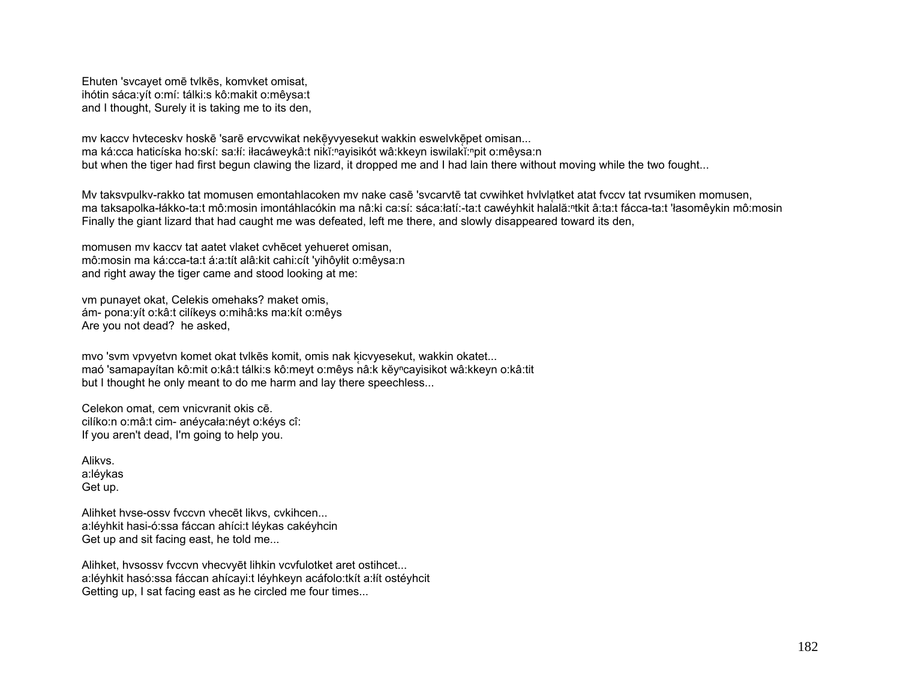Ehuten 'svcayet omē tvlkēs, komvket omisat,
ihótin sáca:yít o:mí: tálki:s kô:makit o:mêysa:t
and I thought, Surely it is taking me to its den,

mv kaccv hvteceskv hoskē 'sarē ervcvwikat nekē̜yvyesekut wakkin eswelvkē̜pet omisan...
ma ká:cca haticíska ho:skí: sa:łí: iłacáweykâ:t nikĭ:$^{n}$ayisikót wâ:kkeyn iswilakĭ:$^{n}$pit o:mêysa:n
but when the tiger had first begun clawing the lizard, it dropped me and I had lain there without moving while the two fought...

Mv taksvpulkv-rakko tat momusen emontahlacoken mv nake casē 'svcarvtē tat cvwihket hvlvlạtket atat fvccv tat rvsumiken momusen,
ma taksapolka-łákko-ta:t mô:mosin imontáhlacókin ma nâ:ki ca:sí: sáca:łatí:-ta:t cawéyhkit hala̰lă:$^{n}$tkit â:ta:t fácca-ta:t 'łasomêykin mô:mosin
Finally the giant lizard that had caught me was defeated, left me there, and slowly disappeared toward its den,

momusen mv kaccv tat aatet vlaket cvhēcet yehueret omisan,
mô:mosin ma ká:cca-ta:t á:a:tít alâ:kit cahi:cít 'yihôyłit o:mêysa:n
and right away the tiger came and stood looking at me:

vm punayet okat, Celekis omehaks? maket omis,
ám- pona:yít o:kâ:t cilíkeys o:mihâ:ks ma:kít o:mêys
Are you not dead?  he asked,

mvo 'svm vpvyetvn komet okat tvlkēs komit, omis nak kịcvyesekut, wakkin okatet...
maó 'samapayítan kô:mit o:kâ:t tálki:s kô:meyt o:mêys nâ:k kĕy$^{n}$cayisikot wâ:kkeyn o:kâ:tit
but I thought he only meant to do me harm and lay there speechless...

Celekon omat, cem vnicvranit okis cē.
cilíko:n o:mâ:t cim- anéycała:néyt o:kéys cî:
If you aren't dead, I'm going to help you.

Alikvs.
a:léykas
Get up.

Alihket hvse-ossv fvccvn vhecēt likvs, cvkihcen...
a:léyhkit hasi-ó:ssa fáccan ahíci:t léykas cakéyhcin
Get up and sit facing east, he told me...

Alihket, hvsossv fvccvn vhecvyēt lihkin vcvfulotket aret ostihcet...
a:léyhkit hasó:ssa fáccan ahícayi:t léyhkeyn acáfolo:tkít a:łít ostéyhcit
Getting up, I sat facing east as he circled me four times...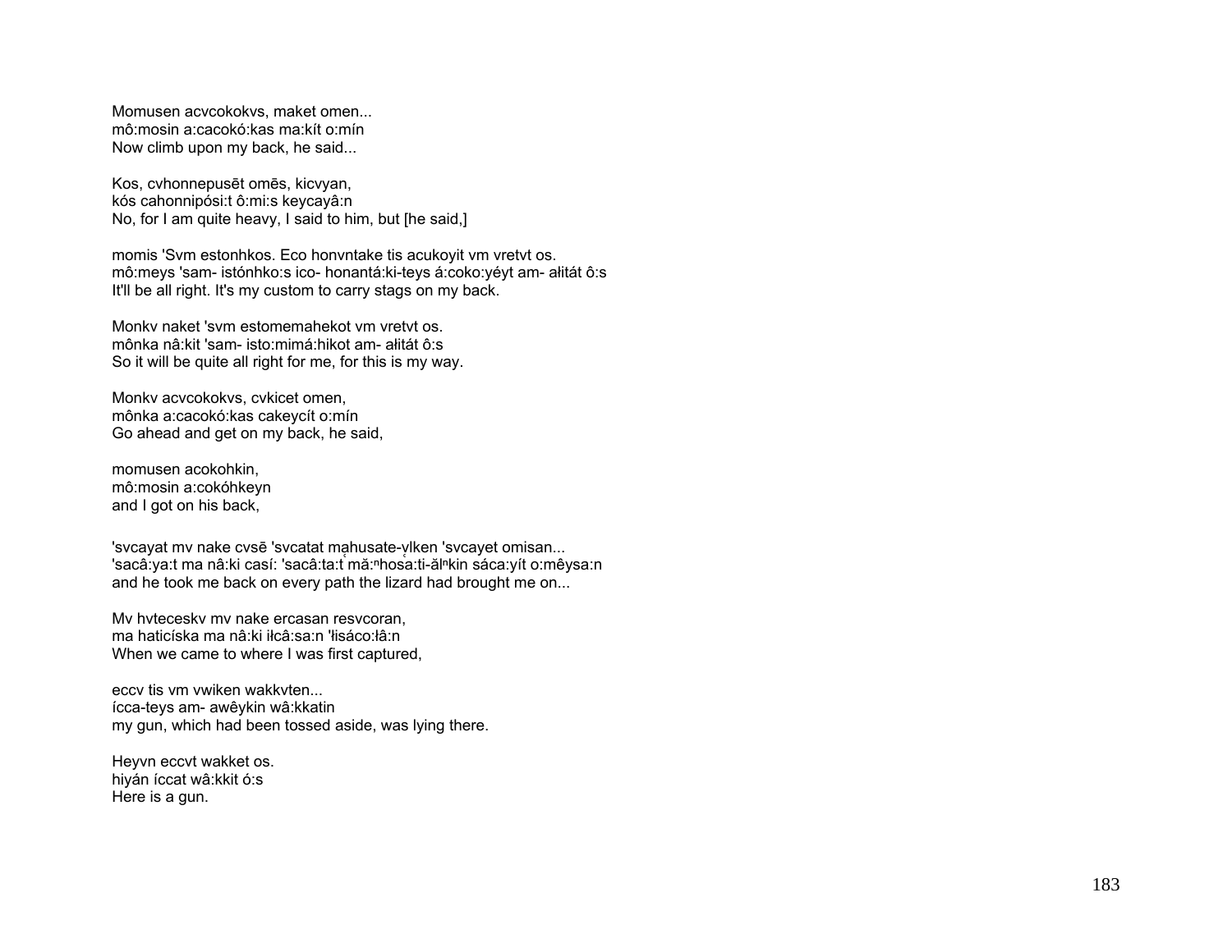Momusen acvcokokvs, maket omen...
mô:mosin a:cacokó:kas ma:kít o:mín
Now climb upon my back, he said...

Kos, cvhonnepusēt omēs, kicvyan,
kós cahonnipósi:t ô:mi:s keycayâ:n
No, for I am quite heavy, I said to him, but [he said,]

momis 'Svm estonhkos. Eco honvntake tis acukoyit vm vretvt os.
mô:meys 'sam- istónhko:s ico- honantá:ki-teys á:coko:yéyt am- ałitát ô:s
It'll be all right. It's my custom to carry stags on my back.

Monkv naket 'svm estomemahekot vm vretvt os.
mônka nâ:kit 'sam- isto:mimá:hikot am- ałitát ô:s
So it will be quite all right for me, for this is my way.

Monkv acvcokokvs, cvkicet omen,
mônka a:cacokó:kas cakeycít o:mín
Go ahead and get on my back, he said,

momusen acokohkin,
mô:mosin a:cokóhkeyn
and I got on his back,

'svcayat mv nake cvsē 'svcatat mạhusate-vḷken 'svcayet omisan...
'sacâ:ya:t ma nâ:ki casí: 'sacâ:ta:t̊ mă:ⁿhos̹a:ti-ălⁿkin sáca:yít o:mêysa:n
and he took me back on every path the lizard had brought me on...

Mv hvteceskv mv nake ercasan resvcoran,
ma haticíska ma nâ:ki iłcâ:sa:n 'łisáco:łâ:n
When we came to where I was first captured,

eccv tis vm vwiken wakkvten...
ícca-teys am- awêykin wâ:kkatin
my gun, which had been tossed aside, was lying there.

Heyvn eccvt wakket os.
hiyán íccat wâ:kkit ó:s
Here is a gun.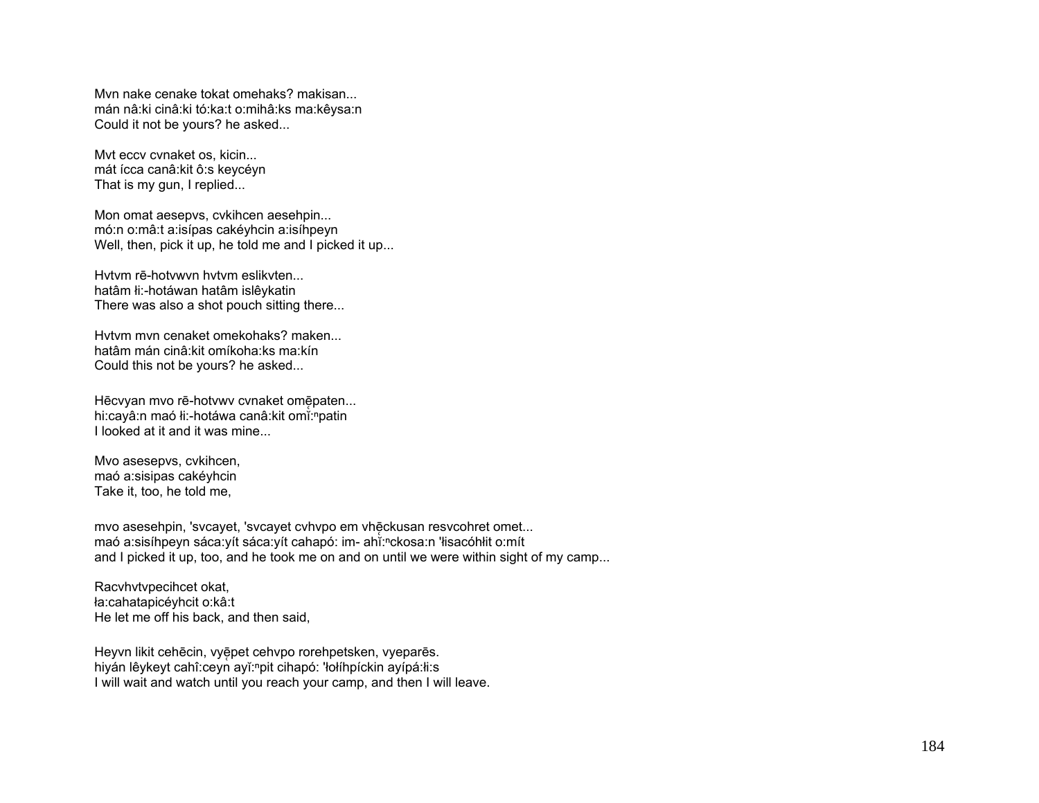Mvn nake cenake tokat omehaks? makisan...  
mán nâ:ki cinâ:ki tó:ka:t o:mihâ:ks ma:kêysa:n  
Could it not be yours? he asked...

Mvt eccv cvnaket os, kicin...  
mát ícca canâ:kit ô:s keycéyn  
That is my gun, I replied...

Mon omat aesepvs, cvkihcen aesehpin...  
mó:n o:mâ:t a:isípas cakéyhcin a:isíhpeyn  
Well, then, pick it up, he told me and I picked it up...

Hvtvm rē-hotvwvn hvtvm eslikvten...  
hatâm łi:-hotáwan hatâm islêykatin  
There was also a shot pouch sitting there...

Hvtvm mvn cenaket omekohaks? maken...  
hatâm mán cinâ:kit omíkoha:ks ma:kín  
Could this not be yours? he asked...

Hēcvyan mvo rē-hotvwv cvnaket omē̜paten...  
hi:cayâ:n maó łi:-hotáwa canâ:kit omĭ̜:$^{n}$patin  
I looked at it and it was mine...

Mvo asesepvs, cvkihcen,  
maó a:sisipas cakéyhcin  
Take it, too, he told me,

mvo asesehpin, 'svcayet, 'svcayet cvhvpo em vhē̜ckusan resvcohret omet...  
maó a:sisíhpeyn sáca:yít sáca:yít cahapó: im- ahĭ̜:$^{n}$ckosa:n 'łisacóhłit o:mít  
and I picked it up, too, and he took me on and on until we were within sight of my camp...

Racvhvtvpecihcet okat,  
ła:cahatapicéyhcit o:kâ:t  
He let me off his back, and then said,

Heyvn likit cehēcin, vyē̜pet cehvpo rorehpetsken, vyeparēs.  
hiyán lêykeyt cahî:ceyn̜ ayĭ̜:$^{n}$pit cihapó: 'łołíhpíckin ayípá:łi:s  
I will wait and watch until you reach your camp, and then I will leave.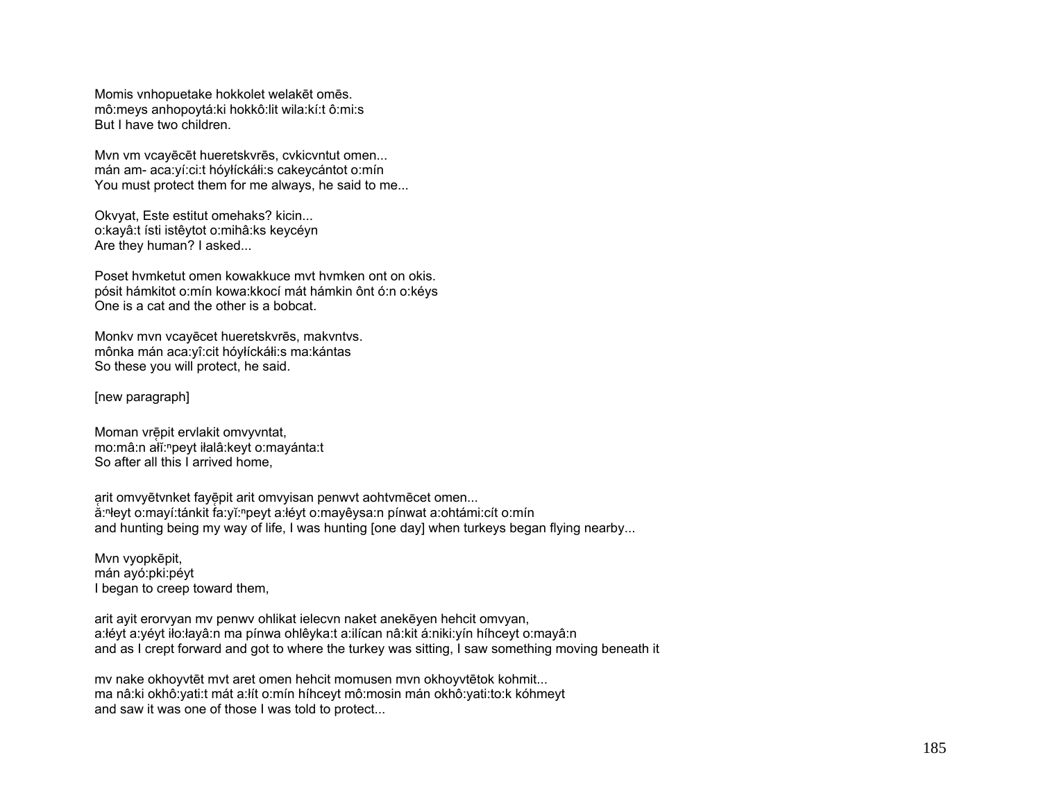Momis vnhopuetake hokkolet welakēt omēs.
mô:meys anhopoytá:ki hokkô:lit wila:kí:t ô:mi:s
But I have two children.

Mvn vm vcayēcēt hueretskvrēs, cvkicvntut omen...
mán am- aca:yí:ci:t hóyłíckáłi:s cakeycántot o:mín
You must protect them for me always, he said to me...

Okvyat, Este estitut omehaks? kicin...
o:kayâ:t ísti istêytot o:mihâ:ks keycéyn
Are they human? I asked...

Poset hvmketut omen kowakkuce mvt hvmken ont on okis.
pósit hámkitot o:mín kowa:kkocí mát hámkin ônt ó:n o:kéys
One is a cat and the other is a bobcat.

Monkv mvn vcayēcet hueretskvrēs, makvntvs.
mônka mán aca:yî:cit hóyłíckáłi:s ma:kántas
So these you will protect, he said.

[new paragraph]

Moman vrēpit ervlakit omvyvntat,
mo:mâ:n ałĭ:ⁿpeyt iłalâ:keyt o:mayánta:t
So after all this I arrived home,

ąrit omvyētvnket fayēpit arit omvyisan penwvt aohtvmēcet omen...
ǎ:ⁿłeyt o:mayí:tánkit fa:yĭ:ⁿpeyt a:łéyt o:mayêysa:n pínwat a:ohtámi:cít o:mín
and hunting being my way of life, I was hunting [one day] when turkeys began flying nearby...

Mvn vyopkēpit,
mán ayó:pki:péyt
I began to creep toward them,

arit ayit erorvyan mv penwv ohlikat ielecvn naket anekēyen hehcit omvyan,
a:łéyt a:yéyt iło:łayâ:n ma pínwa ohlêyka:t a:ilícan nâ:kit á:niki:yín híhceyt o:mayâ:n
and as I crept forward and got to where the turkey was sitting, I saw something moving beneath it

mv nake okhoyvtēt mvt aret omen hehcit momusen mvn okhoyvtētok kohmit...
ma nâ:ki okhô:yati:t mát a:łít o:mín híhceyt mô:mosin mán okhô:yati:to:k kóhmeyt
and saw it was one of those I was told to protect...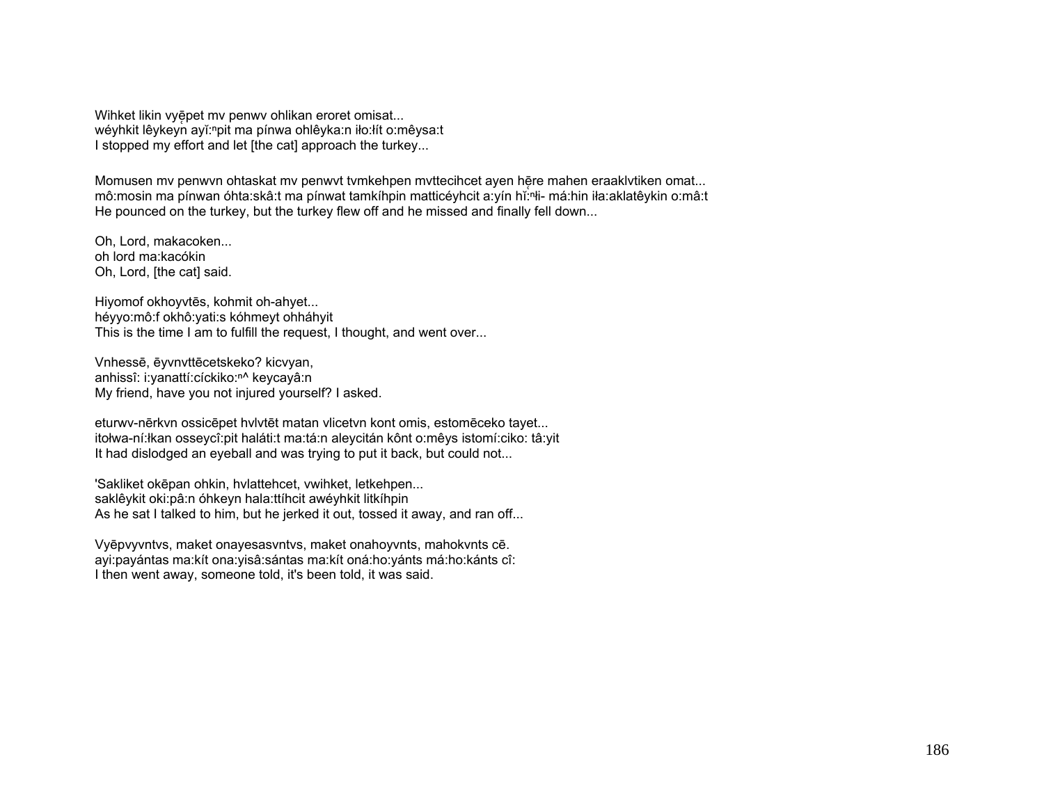Wihket likin vyę̄pet mv penwv ohlikan eroret omisat...
wéyhkit lêykeyn ayĭ:ⁿpit ma pínwa ohlêyka:n iło:łít o:mêysa:t
I stopped my effort and let [the cat] approach the turkey...

Momusen mv penwvn ohtaskat mv penwvt tvmkehpen mvttecihcet ayen hę̄re mahen eraaklvtiken omat...
mô:mosin ma pínwan óhta:skâ:t ma pínwat tamkíhpin matticéyhcit a:yín hĭ̹:ⁿłi- má:hin iła:aklatêykin o:mâ:t
He pounced on the turkey, but the turkey flew off and he missed and finally fell down...

Oh, Lord, makacoken...
oh lord ma:kacókin
Oh, Lord, [the cat] said.

Hiyomof okhoyvtēs, kohmit oh-ahyet...
héyyo:mô:f okhô:yati:s kóhmeyt ohháhyit
This is the time I am to fulfill the request, I thought, and went over...

Vnhessē, ēyvnvttēcetskeko? kicvyan,
anhissî: i:yanattí:cíckiko:ⁿ^ keycayâ:n
My friend, have you not injured yourself? I asked.

eturwv-nērkvn ossicēpet hvlvtēt matan vlicetvn kont omis, estomēceko tayet...
itołwa-ní:łkan osseycî:pit haláti:t ma:tá:n aleycitán kônt o:mêys istomí:ciko: tâ:yit
It had dislodged an eyeball and was trying to put it back, but could not...

'Sakliket okēpan ohkin, hvlattehcet, vwihket, letkehpen...
saklêykit oki:pâ:n óhkeyn hala:ttíhcit awéyhkit litkíhpin
As he sat I talked to him, but he jerked it out, tossed it away, and ran off...

Vyēpvyvntvs, maket onayesasvntvs, maket onahoyvnts, mahokvnts cē.
ayi:payántas ma:kít ona:yisâ:sántas ma:kít oná:ho:yánts má:ho:kánts cî:
I then went away, someone told, it's been told, it was said.